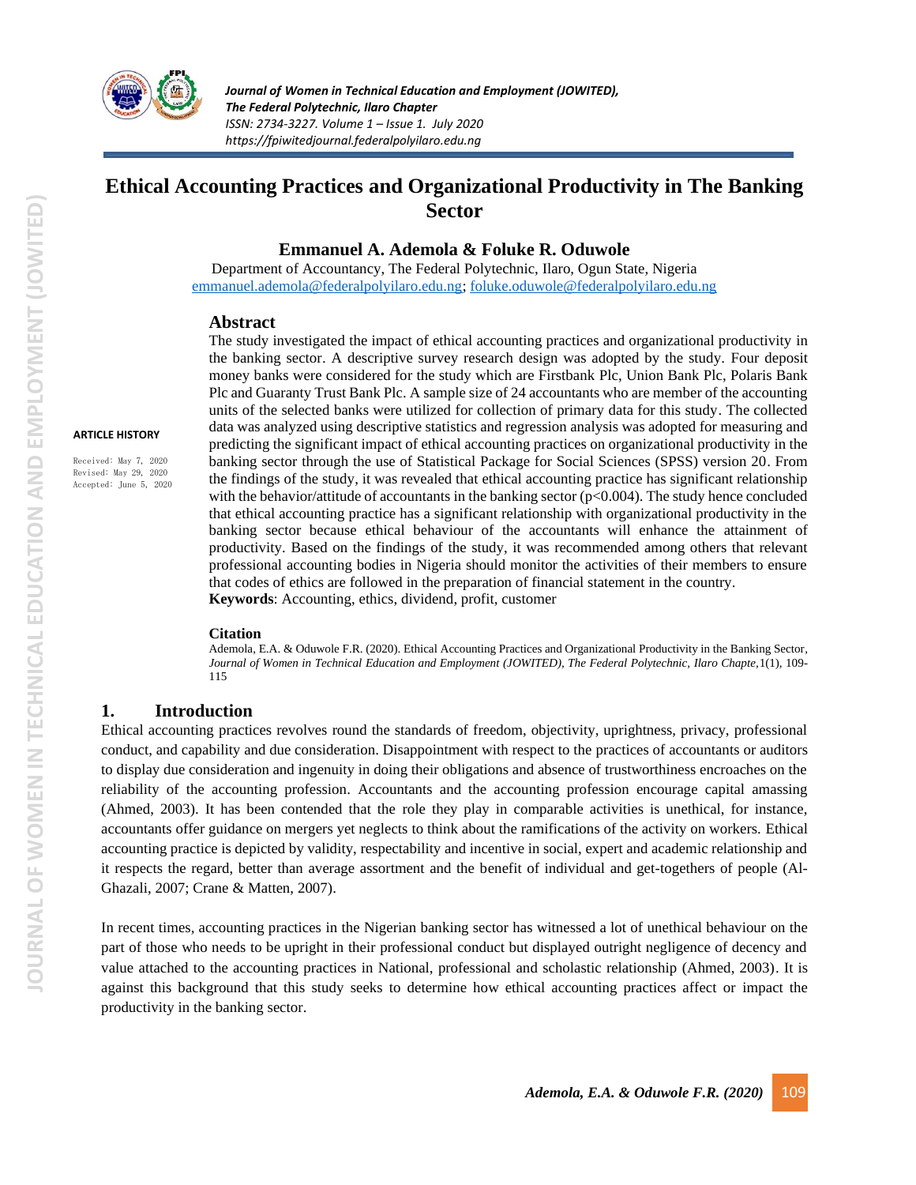# Ethical Accounting Practices and Organizational Productivity in The Banking Sector

**Emmanuel A. Ademola & Foluke R. Oduwole**

Department of Accountancy, The Federal Polytechnic, Ilaro, Ogun State, Nigeria
emmanuel.ademola@federalpolyilaro.edu.ng; foluke.oduwole@federalpolyilaro.edu.ng

**ARTICLE HISTORY**

Received: May 7, 2020
Revised: May 29, 2020
Accepted: June 5, 2020

## Abstract

The study investigated the impact of ethical accounting practices and organizational productivity in the banking sector. A descriptive survey research design was adopted by the study. Four deposit money banks were considered for the study which are Firstbank Plc, Union Bank Plc, Polaris Bank Plc and Guaranty Trust Bank Plc. A sample size of 24 accountants who are member of the accounting units of the selected banks were utilized for collection of primary data for this study. The collected data was analyzed using descriptive statistics and regression analysis was adopted for measuring and predicting the significant impact of ethical accounting practices on organizational productivity in the banking sector through the use of Statistical Package for Social Sciences (SPSS) version 20. From the findings of the study, it was revealed that ethical accounting practice has significant relationship with the behavior/attitude of accountants in the banking sector ($p<0.004$). The study hence concluded that ethical accounting practice has a significant relationship with organizational productivity in the banking sector because ethical behaviour of the accountants will enhance the attainment of productivity. Based on the findings of the study, it was recommended among others that relevant professional accounting bodies in Nigeria should monitor the activities of their members to ensure that codes of ethics are followed in the preparation of financial statement in the country.

**Keywords**: Accounting, ethics, dividend, profit, customer

### Citation

Ademola, E.A. & Oduwole F.R. (2020). Ethical Accounting Practices and Organizational Productivity in the Banking Sector, *Journal of Women in Technical Education and Employment (JOWITED), The Federal Polytechnic, Ilaro Chapte,*1(1), 109-115

## 1. Introduction

Ethical accounting practices revolves round the standards of freedom, objectivity, uprightness, privacy, professional conduct, and capability and due consideration. Disappointment with respect to the practices of accountants or auditors to display due consideration and ingenuity in doing their obligations and absence of trustworthiness encroaches on the reliability of the accounting profession. Accountants and the accounting profession encourage capital amassing (Ahmed, 2003). It has been contended that the role they play in comparable activities is unethical, for instance, accountants offer guidance on mergers yet neglects to think about the ramifications of the activity on workers. Ethical accounting practice is depicted by validity, respectability and incentive in social, expert and academic relationship and it respects the regard, better than average assortment and the benefit of individual and get-togethers of people (Al-Ghazali, 2007; Crane & Matten, 2007).

In recent times, accounting practices in the Nigerian banking sector has witnessed a lot of unethical behaviour on the part of those who needs to be upright in their professional conduct but displayed outright negligence of decency and value attached to the accounting practices in National, professional and scholastic relationship (Ahmed, 2003). It is against this background that this study seeks to determine how ethical accounting practices affect or impact the productivity in the banking sector.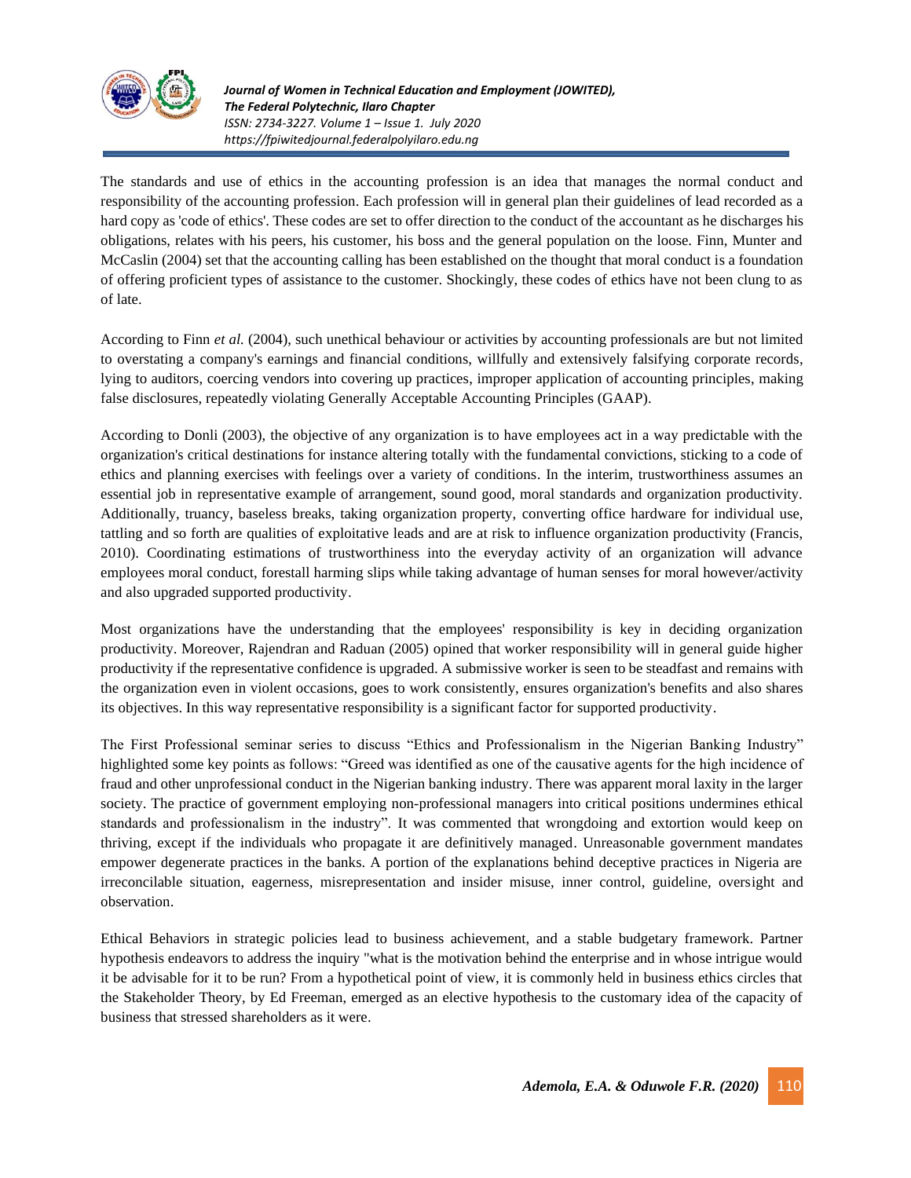The standards and use of ethics in the accounting profession is an idea that manages the normal conduct and responsibility of the accounting profession. Each profession will in general plan their guidelines of lead recorded as a hard copy as 'code of ethics'. These codes are set to offer direction to the conduct of the accountant as he discharges his obligations, relates with his peers, his customer, his boss and the general population on the loose. Finn, Munter and McCaslin (2004) set that the accounting calling has been established on the thought that moral conduct is a foundation of offering proficient types of assistance to the customer. Shockingly, these codes of ethics have not been clung to as of late.

According to Finn *et al.* (2004), such unethical behaviour or activities by accounting professionals are but not limited to overstating a company's earnings and financial conditions, willfully and extensively falsifying corporate records, lying to auditors, coercing vendors into covering up practices, improper application of accounting principles, making false disclosures, repeatedly violating Generally Acceptable Accounting Principles (GAAP).

According to Donli (2003), the objective of any organization is to have employees act in a way predictable with the organization's critical destinations for instance altering totally with the fundamental convictions, sticking to a code of ethics and planning exercises with feelings over a variety of conditions. In the interim, trustworthiness assumes an essential job in representative example of arrangement, sound good, moral standards and organization productivity. Additionally, truancy, baseless breaks, taking organization property, converting office hardware for individual use, tattling and so forth are qualities of exploitative leads and are at risk to influence organization productivity (Francis, 2010). Coordinating estimations of trustworthiness into the everyday activity of an organization will advance employees moral conduct, forestall harming slips while taking advantage of human senses for moral however/activity and also upgraded supported productivity.

Most organizations have the understanding that the employees' responsibility is key in deciding organization productivity. Moreover, Rajendran and Raduan (2005) opined that worker responsibility will in general guide higher productivity if the representative confidence is upgraded. A submissive worker is seen to be steadfast and remains with the organization even in violent occasions, goes to work consistently, ensures organization's benefits and also shares its objectives. In this way representative responsibility is a significant factor for supported productivity.

The First Professional seminar series to discuss "Ethics and Professionalism in the Nigerian Banking Industry" highlighted some key points as follows: "Greed was identified as one of the causative agents for the high incidence of fraud and other unprofessional conduct in the Nigerian banking industry. There was apparent moral laxity in the larger society. The practice of government employing non-professional managers into critical positions undermines ethical standards and professionalism in the industry". It was commented that wrongdoing and extortion would keep on thriving, except if the individuals who propagate it are definitively managed. Unreasonable government mandates empower degenerate practices in the banks. A portion of the explanations behind deceptive practices in Nigeria are irreconcilable situation, eagerness, misrepresentation and insider misuse, inner control, guideline, oversight and observation.

Ethical Behaviors in strategic policies lead to business achievement, and a stable budgetary framework. Partner hypothesis endeavors to address the inquiry "what is the motivation behind the enterprise and in whose intrigue would it be advisable for it to be run? From a hypothetical point of view, it is commonly held in business ethics circles that the Stakeholder Theory, by Ed Freeman, emerged as an elective hypothesis to the customary idea of the capacity of business that stressed shareholders as it were.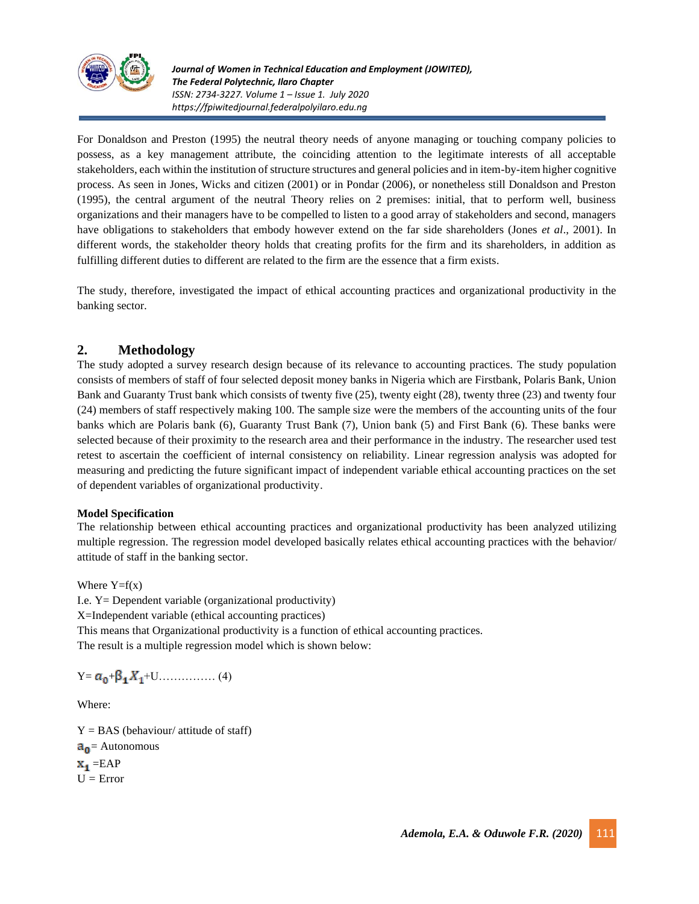For Donaldson and Preston (1995) the neutral theory needs of anyone managing or touching company policies to possess, as a key management attribute, the coinciding attention to the legitimate interests of all acceptable stakeholders, each within the institution of structure structures and general policies and in item-by-item higher cognitive process. As seen in Jones, Wicks and citizen (2001) or in Pondar (2006), or nonetheless still Donaldson and Preston (1995), the central argument of the neutral Theory relies on 2 premises: initial, that to perform well, business organizations and their managers have to be compelled to listen to a good array of stakeholders and second, managers have obligations to stakeholders that embody however extend on the far side shareholders (Jones *et al*., 2001). In different words, the stakeholder theory holds that creating profits for the firm and its shareholders, in addition as fulfilling different duties to different are related to the firm are the essence that a firm exists.

The study, therefore, investigated the impact of ethical accounting practices and organizational productivity in the banking sector.

## 2. Methodology

The study adopted a survey research design because of its relevance to accounting practices. The study population consists of members of staff of four selected deposit money banks in Nigeria which are Firstbank, Polaris Bank, Union Bank and Guaranty Trust bank which consists of twenty five (25), twenty eight (28), twenty three (23) and twenty four (24) members of staff respectively making 100. The sample size were the members of the accounting units of the four banks which are Polaris bank (6), Guaranty Trust Bank (7), Union bank (5) and First Bank (6). These banks were selected because of their proximity to the research area and their performance in the industry. The researcher used test retest to ascertain the coefficient of internal consistency on reliability. Linear regression analysis was adopted for measuring and predicting the future significant impact of independent variable ethical accounting practices on the set of dependent variables of organizational productivity.

**Model Specification**

The relationship between ethical accounting practices and organizational productivity has been analyzed utilizing multiple regression. The regression model developed basically relates ethical accounting practices with the behavior/ attitude of staff in the banking sector.

Where Y=f(x)

I.e. Y= Dependent variable (organizational productivity)

X=Independent variable (ethical accounting practices)

This means that Organizational productivity is a function of ethical accounting practices.

The result is a multiple regression model which is shown below:

$Y = a_0 + \beta_1 X_1 + U$…………… (4)

Where:

Y = BAS (behaviour/ attitude of staff)

$a_0$ = Autonomous

$x_1$ =EAP

U = Error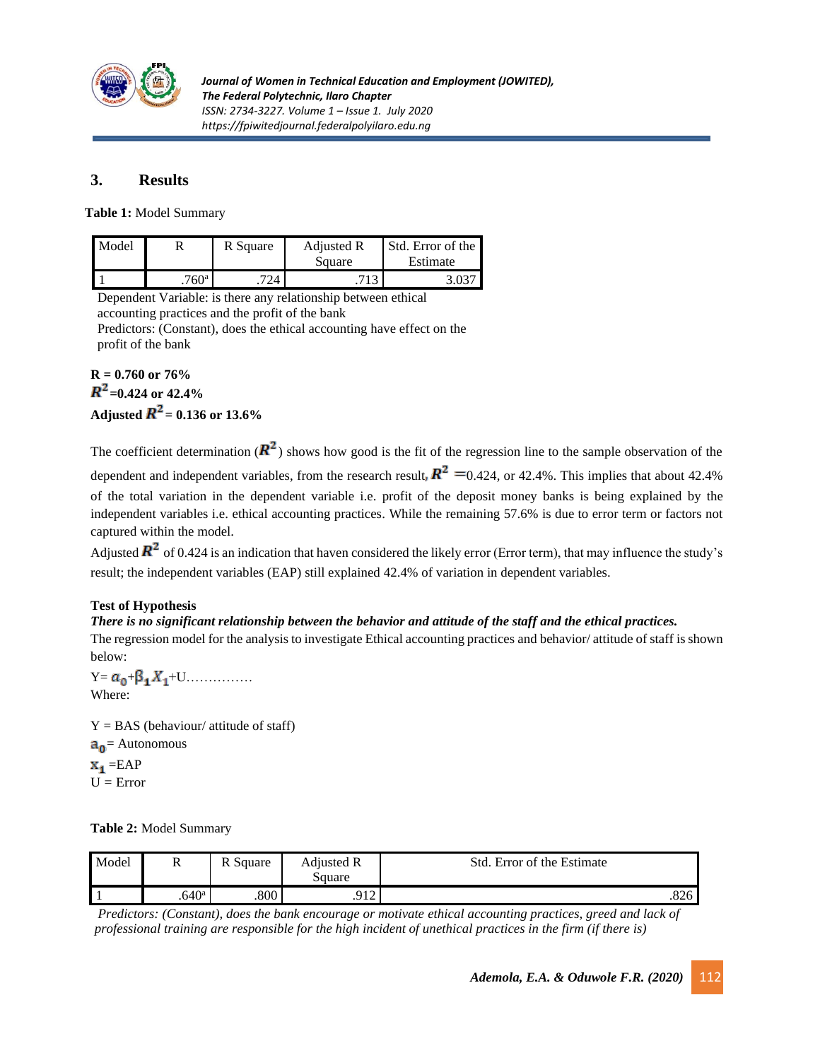## 3. Results

**Table 1:** Model Summary

| Model | R | R Square | Adjusted R Square | Std. Error of the Estimate |
|---|---|---|---|---|
| 1 | .760[a] | .724 | .713 | 3.037 |

Dependent Variable: is there any relationship between ethical accounting practices and the profit of the bank
Predictors: (Constant), does the ethical accounting have effect on the profit of the bank

**R = 0.760 or 76%**
**$R^2$=0.424 or 42.4%**
**Adjusted $R^2$ = 0.136 or 13.6%**

The coefficient determination ($R^2$) shows how good is the fit of the regression line to the sample observation of the dependent and independent variables, from the research result, $R^2$ =0.424, or 42.4%. This implies that about 42.4% of the total variation in the dependent variable i.e. profit of the deposit money banks is being explained by the independent variables i.e. ethical accounting practices. While the remaining 57.6% is due to error term or factors not captured within the model.

Adjusted $R^2$ of 0.424 is an indication that haven considered the likely error (Error term), that may influence the study's result; the independent variables (EAP) still explained 42.4% of variation in dependent variables.

**Test of Hypothesis**

***There is no significant relationship between the behavior and attitude of the staff and the ethical practices.***

The regression model for the analysis to investigate Ethical accounting practices and behavior/ attitude of staff is shown below:

$Y = a_0 + \beta_1 X_1 + U$……………

Where:

Y = BAS (behaviour/ attitude of staff)
$a_0$ = Autonomous
$x_1$ =EAP
U = Error

**Table 2:** Model Summary

| Model | R | R Square | Adjusted R Square | Std. Error of the Estimate |
|---|---|---|---|---|
| 1 | .640[a] | .800 | .912 | .826 |

*Predictors: (Constant), does the bank encourage or motivate ethical accounting practices, greed and lack of professional training are responsible for the high incident of unethical practices in the firm (if there is)*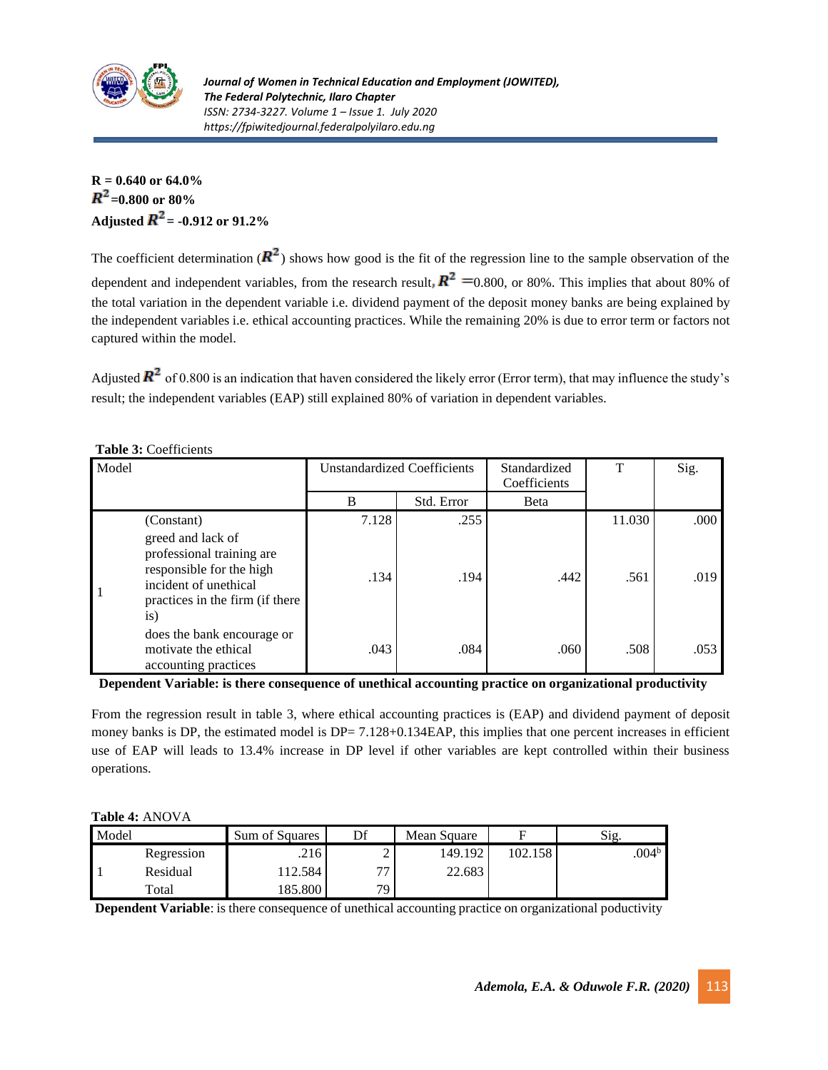**R = 0.640 or 64.0%**
**$R^2$=0.800 or 80%**
**Adjusted $R^2$ = -0.912 or 91.2%**

The coefficient determination ($R^2$) shows how good is the fit of the regression line to the sample observation of the dependent and independent variables, from the research result, $R^2$ =0.800, or 80%. This implies that about 80% of the total variation in the dependent variable i.e. dividend payment of the deposit money banks are being explained by the independent variables i.e. ethical accounting practices. While the remaining 20% is due to error term or factors not captured within the model.

Adjusted $R^2$ of 0.800 is an indication that haven considered the likely error (Error term), that may influence the study's result; the independent variables (EAP) still explained 80% of variation in dependent variables.

**Table 3:** Coefficients

| Model | | Unstandardized Coefficients | | Standardized Coefficients | T | Sig. |
|---|---|---|---|---|---|---|
| | | B | Std. Error | Beta | | |
| 1 | (Constant) | 7.128 | .255 | | 11.030 | .000 |
| | greed and lack of professional training are responsible for the high incident of unethical practices in the firm (if there is) | .134 | .194 | .442 | .561 | .019 |
| | does the bank encourage or motivate the ethical accounting practices | .043 | .084 | .060 | .508 | .053 |

**Dependent Variable: is there consequence of unethical accounting practice on organizational productivity**

From the regression result in table 3, where ethical accounting practices is (EAP) and dividend payment of deposit money banks is DP, the estimated model is DP= 7.128+0.134EAP, this implies that one percent increases in efficient use of EAP will leads to 13.4% increase in DP level if other variables are kept controlled within their business operations.

**Table 4:** ANOVA

| Model | | Sum of Squares | Df | Mean Square | F | Sig. |
|---|---|---|---|---|---|---|
| 1 | Regression | .216 | 2 | 149.192 | 102.158 | .004[b] |
| | Residual | 112.584 | 77 | 22.683 | | |
| | Total | 185.800 | 79 | | | |

**Dependent Variable**: is there consequence of unethical accounting practice on organizational poductivity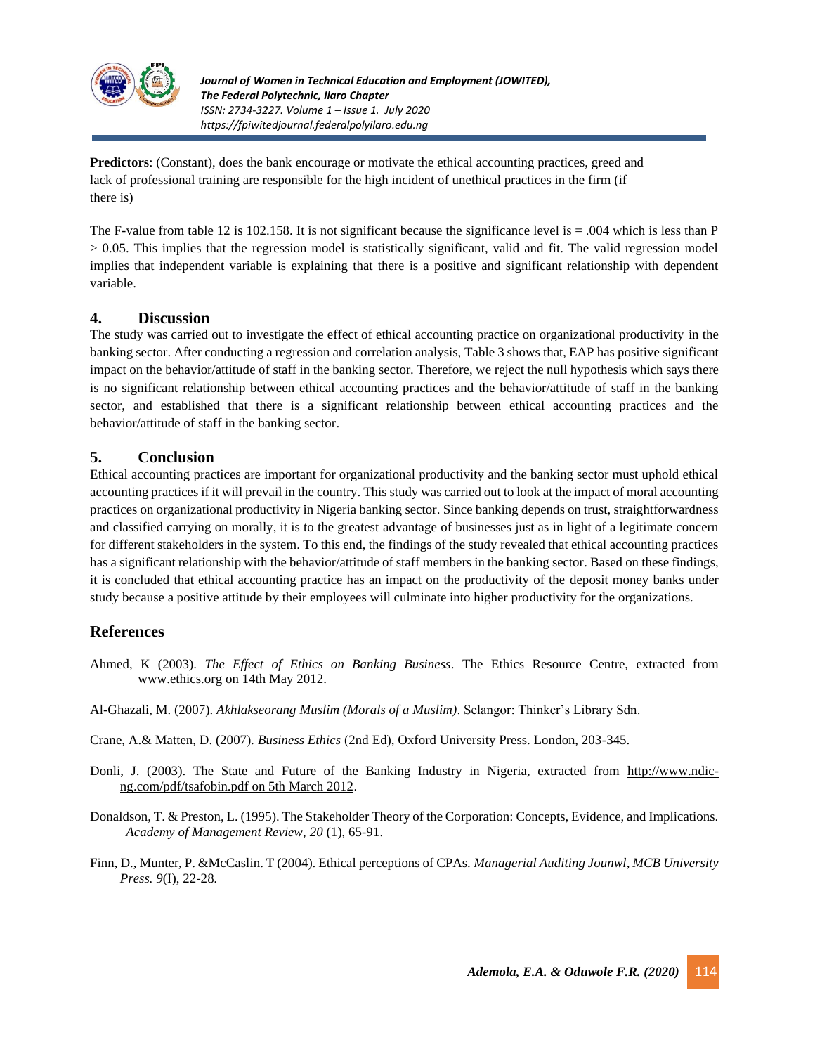**Predictors**: (Constant), does the bank encourage or motivate the ethical accounting practices, greed and lack of professional training are responsible for the high incident of unethical practices in the firm (if there is)

The F-value from table 12 is 102.158. It is not significant because the significance level is = .004 which is less than P > 0.05. This implies that the regression model is statistically significant, valid and fit. The valid regression model implies that independent variable is explaining that there is a positive and significant relationship with dependent variable.

## 4. Discussion

The study was carried out to investigate the effect of ethical accounting practice on organizational productivity in the banking sector. After conducting a regression and correlation analysis, Table 3 shows that, EAP has positive significant impact on the behavior/attitude of staff in the banking sector. Therefore, we reject the null hypothesis which says there is no significant relationship between ethical accounting practices and the behavior/attitude of staff in the banking sector, and established that there is a significant relationship between ethical accounting practices and the behavior/attitude of staff in the banking sector.

## 5. Conclusion

Ethical accounting practices are important for organizational productivity and the banking sector must uphold ethical accounting practices if it will prevail in the country. This study was carried out to look at the impact of moral accounting practices on organizational productivity in Nigeria banking sector. Since banking depends on trust, straightforwardness and classified carrying on morally, it is to the greatest advantage of businesses just as in light of a legitimate concern for different stakeholders in the system. To this end, the findings of the study revealed that ethical accounting practices has a significant relationship with the behavior/attitude of staff members in the banking sector. Based on these findings, it is concluded that ethical accounting practice has an impact on the productivity of the deposit money banks under study because a positive attitude by their employees will culminate into higher productivity for the organizations.

## References

Ahmed, K (2003). *The Effect of Ethics on Banking Business*. The Ethics Resource Centre, extracted from www.ethics.org on 14th May 2012.

Al-Ghazali, M. (2007). *Akhlakseorang Muslim (Morals of a Muslim)*. Selangor: Thinker's Library Sdn.

Crane, A.& Matten, D. (2007). *Business Ethics* (2nd Ed), Oxford University Press. London, 203-345.

Donli, J. (2003). The State and Future of the Banking Industry in Nigeria, extracted from http://www.ndic-ng.com/pdf/tsafobin.pdf on 5th March 2012.

Donaldson, T. & Preston, L. (1995). The Stakeholder Theory of the Corporation: Concepts, Evidence, and Implications. *Academy of Management Review*, *20* (1), 65-91.

Finn, D., Munter, P. &McCaslin. T (2004). Ethical perceptions of CPAs. *Managerial Auditing Jounwl, MCB University Press. 9*(I), 22-28.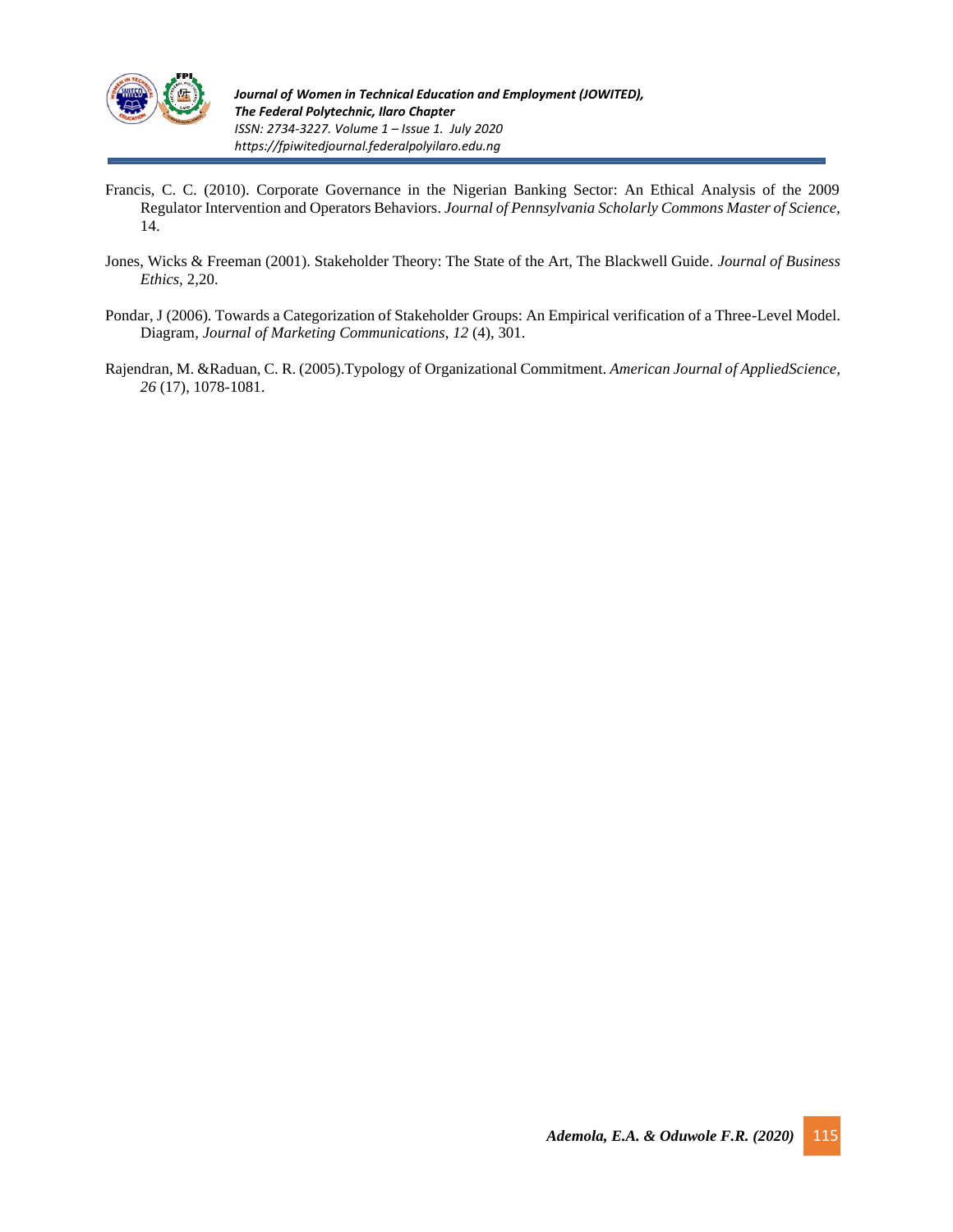Francis, C. C. (2010). Corporate Governance in the Nigerian Banking Sector: An Ethical Analysis of the 2009 Regulator Intervention and Operators Behaviors. *Journal of Pennsylvania Scholarly Commons Master of Science,* 14.

Jones, Wicks & Freeman (2001). Stakeholder Theory: The State of the Art, The Blackwell Guide. *Journal of Business Ethics,* 2,20.

Pondar, J (2006). Towards a Categorization of Stakeholder Groups: An Empirical verification of a Three-Level Model. Diagram, *Journal of Marketing Communications*, *12* (4), 301.

Rajendran, M. &Raduan, C. R. (2005).Typology of Organizational Commitment. *American Journal of AppliedScience, 26* (17), 1078-1081.